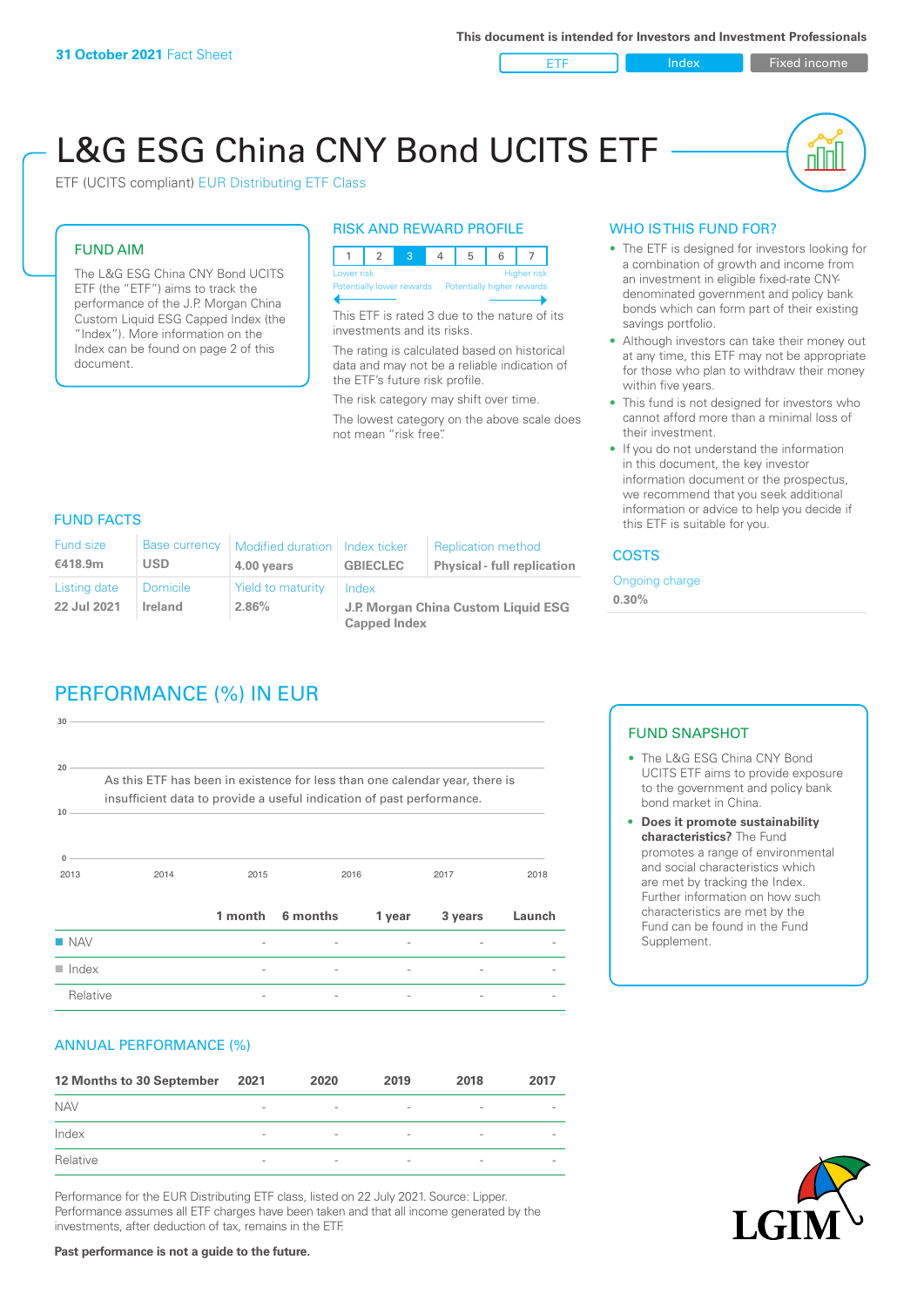**31 October 2021** Fact Sheet

This document is intended for Investors and Investment Professionals

ETF | Index | Fixed income

# L&G ESG China CNY Bond UCITS ETF

ETF (UCITS compliant) EUR Distributing ETF Class

## FUND AIM

The L&G ESG China CNY Bond UCITS ETF (the "ETF") aims to track the performance of the J.P. Morgan China Custom Liquid ESG Capped Index (the "Index"). More information on the Index can be found on page 2 of this document.

## RISK AND REWARD PROFILE

| 1 | 2 | **3** | 4 | 5 | 6 | 7 |
|---|---|---|---|---|---|---|

Lower risk — Higher risk

Potentially lower rewards — Potentially higher rewards

This ETF is rated 3 due to the nature of its investments and its risks.

The rating is calculated based on historical data and may not be a reliable indication of the ETF's future risk profile.

The risk category may shift over time.

The lowest category on the above scale does not mean "risk free".

## WHO IS THIS FUND FOR?

- The ETF is designed for investors looking for a combination of growth and income from an investment in eligible fixed-rate CNY-denominated government and policy bank bonds which can form part of their existing savings portfolio.
- Although investors can take their money out at any time, this ETF may not be appropriate for those who plan to withdraw their money within five years.
- This fund is not designed for investors who cannot afford more than a minimal loss of their investment.
- If you do not understand the information in this document, the key investor information document or the prospectus, we recommend that you seek additional information or advice to help you decide if this ETF is suitable for you.

## FUND FACTS

| Fund size | Base currency | Modified duration | Index ticker | Replication method |
|---|---|---|---|---|
| **€418.9m** | **USD** | **4.00 years** | **GBIECLEC** | **Physical - full replication** |
| **Listing date** | **Domicile** | **Yield to maturity** | **Index** | |
| **22 Jul 2021** | **Ireland** | **2.86%** | **J.P. Morgan China Custom Liquid ESG Capped Index** | |

## COSTS

Ongoing charge

**0.30%**

## PERFORMANCE (%) IN EUR

As this ETF has been in existence for less than one calendar year, there is insufficient data to provide a useful indication of past performance.

| | 1 month | 6 months | 1 year | 3 years | Launch |
|---|---|---|---|---|---|
| NAV | - | - | - | - | - |
| Index | - | - | - | - | - |
| Relative | - | - | - | - | - |

## FUND SNAPSHOT

- The L&G ESG China CNY Bond UCITS ETF aims to provide exposure to the government and policy bank bond market in China.
- **Does it promote sustainability characteristics?** The Fund promotes a range of environmental and social characteristics which are met by tracking the Index. Further information on how such characteristics are met by the Fund can be found in the Fund Supplement.

## ANNUAL PERFORMANCE (%)

| 12 Months to 30 September | 2021 | 2020 | 2019 | 2018 | 2017 |
|---|---|---|---|---|---|
| NAV | - | - | - | - | - |
| Index | - | - | - | - | - |
| Relative | - | - | - | - | - |

Performance for the EUR Distributing ETF class, listed on 22 July 2021. Source: Lipper. Performance assumes all ETF charges have been taken and that all income generated by the investments, after deduction of tax, remains in the ETF.

**Past performance is not a guide to the future.**

LGIM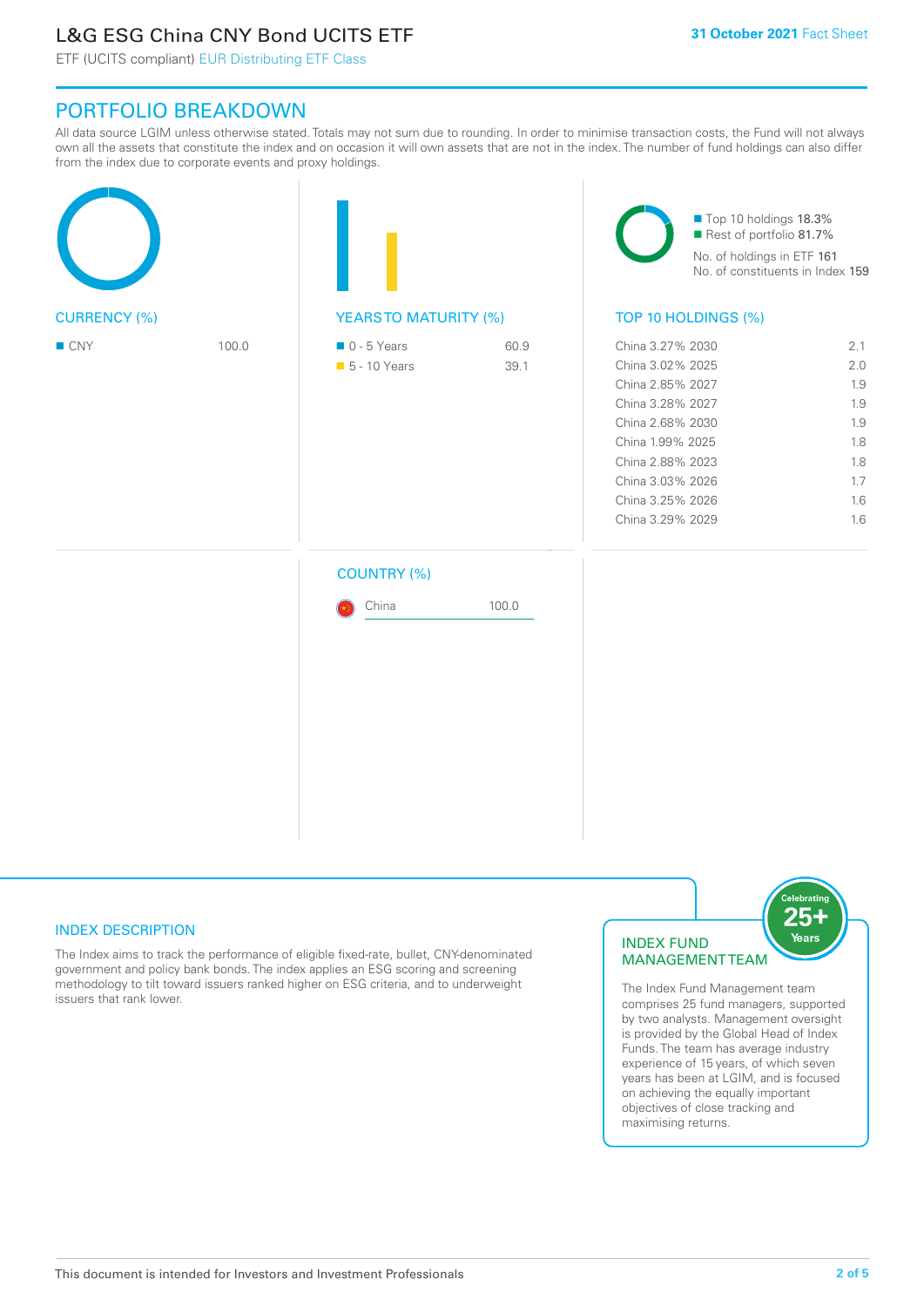# L&G ESG China CNY Bond UCITS ETF

ETF (UCITS compliant) EUR Distributing ETF Class

31 October 2021 Fact Sheet

## PORTFOLIO BREAKDOWN

All data source LGIM unless otherwise stated. Totals may not sum due to rounding. In order to minimise transaction costs, the Fund will not always own all the assets that constitute the index and on occasion it will own assets that are not in the index. The number of fund holdings can also differ from the index due to corporate events and proxy holdings.

### CURRENCY (%)

| Currency | % |
|---|---|
| CNY | 100.0 |

### YEARS TO MATURITY (%)

| Years | % |
|---|---|
| 0 - 5 Years | 60.9 |
| 5 - 10 Years | 39.1 |

- Top 10 holdings 18.3%
- Rest of portfolio 81.7%

No. of holdings in ETF 161

No. of constituents in Index 159

### TOP 10 HOLDINGS (%)

| Holding | % |
|---|---|
| China 3.27% 2030 | 2.1 |
| China 3.02% 2025 | 2.0 |
| China 2.85% 2027 | 1.9 |
| China 3.28% 2027 | 1.9 |
| China 2.68% 2030 | 1.9 |
| China 1.99% 2025 | 1.8 |
| China 2.88% 2023 | 1.8 |
| China 3.03% 2026 | 1.7 |
| China 3.25% 2026 | 1.6 |
| China 3.29% 2029 | 1.6 |

### COUNTRY (%)

| Country | % |
|---|---|
| China | 100.0 |

### INDEX DESCRIPTION

The Index aims to track the performance of eligible fixed-rate, bullet, CNY-denominated government and policy bank bonds. The index applies an ESG scoring and screening methodology to tilt toward issuers ranked higher on ESG criteria, and to underweight issuers that rank lower.

### INDEX FUND MANAGEMENT TEAM

Celebrating 25+ Years

The Index Fund Management team comprises 25 fund managers, supported by two analysts. Management oversight is provided by the Global Head of Index Funds. The team has average industry experience of 15 years, of which seven years has been at LGIM, and is focused on achieving the equally important objectives of close tracking and maximising returns.

This document is intended for Investors and Investment Professionals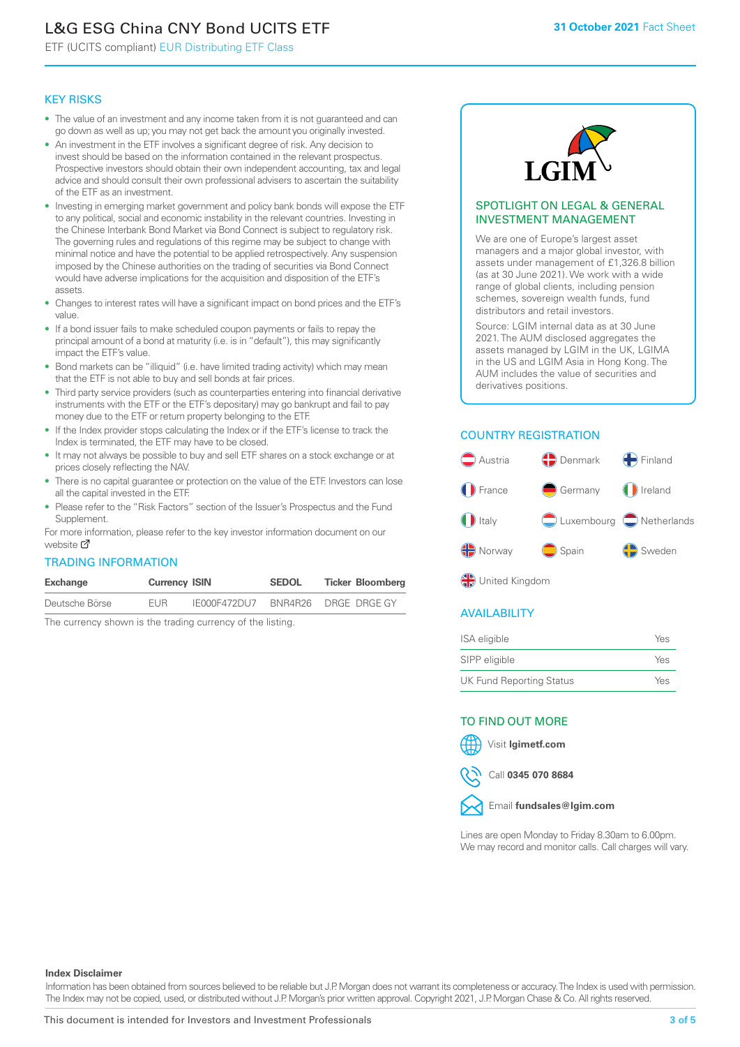# L&G ESG China CNY Bond UCITS ETF

ETF (UCITS compliant) EUR Distributing ETF Class

31 October 2021 Fact Sheet

## KEY RISKS

- The value of an investment and any income taken from it is not guaranteed and can go down as well as up; you may not get back the amount you originally invested.
- An investment in the ETF involves a significant degree of risk. Any decision to invest should be based on the information contained in the relevant prospectus. Prospective investors should obtain their own independent accounting, tax and legal advice and should consult their own professional advisers to ascertain the suitability of the ETF as an investment.
- Investing in emerging market government and policy bank bonds will expose the ETF to any political, social and economic instability in the relevant countries. Investing in the Chinese Interbank Bond Market via Bond Connect is subject to regulatory risk. The governing rules and regulations of this regime may be subject to change with minimal notice and have the potential to be applied retrospectively. Any suspension imposed by the Chinese authorities on the trading of securities via Bond Connect would have adverse implications for the acquisition and disposition of the ETF's assets.
- Changes to interest rates will have a significant impact on bond prices and the ETF's value.
- If a bond issuer fails to make scheduled coupon payments or fails to repay the principal amount of a bond at maturity (i.e. is in "default"), this may significantly impact the ETF's value.
- Bond markets can be "illiquid" (i.e. have limited trading activity) which may mean that the ETF is not able to buy and sell bonds at fair prices.
- Third party service providers (such as counterparties entering into financial derivative instruments with the ETF or the ETF's depositary) may go bankrupt and fail to pay money due to the ETF or return property belonging to the ETF.
- If the Index provider stops calculating the Index or if the ETF's license to track the Index is terminated, the ETF may have to be closed.
- It may not always be possible to buy and sell ETF shares on a stock exchange or at prices closely reflecting the NAV.
- There is no capital guarantee or protection on the value of the ETF. Investors can lose all the capital invested in the ETF.
- Please refer to the "Risk Factors" section of the Issuer's Prospectus and the Fund Supplement.

For more information, please refer to the key investor information document on our website

## TRADING INFORMATION

| Exchange | Currency | ISIN | SEDOL | Ticker | Bloomberg |
|---|---|---|---|---|---|
| Deutsche Börse | EUR | IE000F472DU7 | BNR4R26 | DRGE | DRGE GY |

The currency shown is the trading currency of the listing.

## SPOTLIGHT ON LEGAL & GENERAL INVESTMENT MANAGEMENT

We are one of Europe's largest asset managers and a major global investor, with assets under management of £1,326.8 billion (as at 30 June 2021). We work with a wide range of global clients, including pension schemes, sovereign wealth funds, fund distributors and retail investors.

Source: LGIM internal data as at 30 June 2021. The AUM disclosed aggregates the assets managed by LGIM in the UK, LGIMA in the US and LGIM Asia in Hong Kong. The AUM includes the value of securities and derivatives positions.

## COUNTRY REGISTRATION

Austria, Denmark, Finland, France, Germany, Ireland, Italy, Luxembourg, Netherlands, Norway, Spain, Sweden, United Kingdom

## AVAILABILITY

| | |
|---|---|
| ISA eligible | Yes |
| SIPP eligible | Yes |
| UK Fund Reporting Status | Yes |

## TO FIND OUT MORE

Visit **lgimetf.com**

Call **0345 070 8684**

Email **fundsales@lgim.com**

Lines are open Monday to Friday 8.30am to 6.00pm. We may record and monitor calls. Call charges will vary.

**Index Disclaimer**

Information has been obtained from sources believed to be reliable but J.P. Morgan does not warrant its completeness or accuracy. The Index is used with permission. The Index may not be copied, used, or distributed without J.P. Morgan's prior written approval. Copyright 2021, J.P. Morgan Chase & Co. All rights reserved.

This document is intended for Investors and Investment Professionals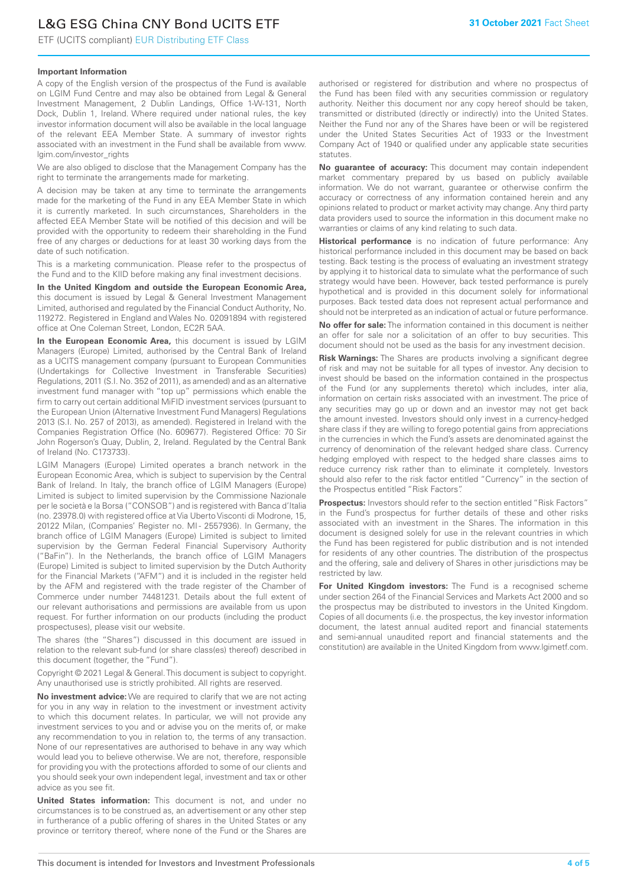### Important Information

A copy of the English version of the prospectus of the Fund is available on LGIM Fund Centre and may also be obtained from Legal & General Investment Management, 2 Dublin Landings, Office 1-W-131, North Dock, Dublin 1, Ireland. Where required under national rules, the key investor information document will also be available in the local language of the relevant EEA Member State. A summary of investor rights associated with an investment in the Fund shall be available from www.lgim.com/investor_rights

We are also obliged to disclose that the Management Company has the right to terminate the arrangements made for marketing.

A decision may be taken at any time to terminate the arrangements made for the marketing of the Fund in any EEA Member State in which it is currently marketed. In such circumstances, Shareholders in the affected EEA Member State will be notified of this decision and will be provided with the opportunity to redeem their shareholding in the Fund free of any charges or deductions for at least 30 working days from the date of such notification.

This is a marketing communication. Please refer to the prospectus of the Fund and to the KIID before making any final investment decisions.

**In the United Kingdom and outside the European Economic Area,** this document is issued by Legal & General Investment Management Limited, authorised and regulated by the Financial Conduct Authority, No. 119272. Registered in England and Wales No. 02091894 with registered office at One Coleman Street, London, EC2R 5AA.

**In the European Economic Area,** this document is issued by LGIM Managers (Europe) Limited, authorised by the Central Bank of Ireland as a UCITS management company (pursuant to European Communities (Undertakings for Collective Investment in Transferable Securities) Regulations, 2011 (S.I. No. 352 of 2011), as amended) and as an alternative investment fund manager with "top up" permissions which enable the firm to carry out certain additional MiFID investment services (pursuant to the European Union (Alternative Investment Fund Managers) Regulations 2013 (S.I. No. 257 of 2013), as amended). Registered in Ireland with the Companies Registration Office (No. 609677). Registered Office: 70 Sir John Rogerson's Quay, Dublin, 2, Ireland. Regulated by the Central Bank of Ireland (No. C173733).

LGIM Managers (Europe) Limited operates a branch network in the European Economic Area, which is subject to supervision by the Central Bank of Ireland. In Italy, the branch office of LGIM Managers (Europe) Limited is subject to limited supervision by the Commissione Nazionale per le società e la Borsa ("CONSOB") and is registered with Banca d'Italia (no. 23978.0) with registered office at Via Uberto Visconti di Modrone, 15, 20122 Milan, (Companies' Register no. MI - 2557936). In Germany, the branch office of LGIM Managers (Europe) Limited is subject to limited supervision by the German Federal Financial Supervisory Authority ("BaFin"). In the Netherlands, the branch office of LGIM Managers (Europe) Limited is subject to limited supervision by the Dutch Authority for the Financial Markets ("AFM") and it is included in the register held by the AFM and registered with the trade register of the Chamber of Commerce under number 74481231. Details about the full extent of our relevant authorisations and permissions are available from us upon request. For further information on our products (including the product prospectuses), please visit our website.

The shares (the "Shares") discussed in this document are issued in relation to the relevant sub-fund (or share class(es) thereof) described in this document (together, the "Fund").

Copyright © 2021 Legal & General. This document is subject to copyright. Any unauthorised use is strictly prohibited. All rights are reserved.

**No investment advice:** We are required to clarify that we are not acting for you in any way in relation to the investment or investment activity to which this document relates. In particular, we will not provide any investment services to you and or advise you on the merits of, or make any recommendation to you in relation to, the terms of any transaction. None of our representatives are authorised to behave in any way which would lead you to believe otherwise. We are not, therefore, responsible for providing you with the protections afforded to some of our clients and you should seek your own independent legal, investment and tax or other advice as you see fit.

**United States information:** This document is not, and under no circumstances is to be construed as, an advertisement or any other step in furtherance of a public offering of shares in the United States or any province or territory thereof, where none of the Fund or the Shares are authorised or registered for distribution and where no prospectus of the Fund has been filed with any securities commission or regulatory authority. Neither this document nor any copy hereof should be taken, transmitted or distributed (directly or indirectly) into the United States. Neither the Fund nor any of the Shares have been or will be registered under the United States Securities Act of 1933 or the Investment Company Act of 1940 or qualified under any applicable state securities statutes.

**No guarantee of accuracy:** This document may contain independent market commentary prepared by us based on publicly available information. We do not warrant, guarantee or otherwise confirm the accuracy or correctness of any information contained herein and any opinions related to product or market activity may change. Any third party data providers used to source the information in this document make no warranties or claims of any kind relating to such data.

**Historical performance** is no indication of future performance: Any historical performance included in this document may be based on back testing. Back testing is the process of evaluating an investment strategy by applying it to historical data to simulate what the performance of such strategy would have been. However, back tested performance is purely hypothetical and is provided in this document solely for informational purposes. Back tested data does not represent actual performance and should not be interpreted as an indication of actual or future performance.

**No offer for sale:** The information contained in this document is neither an offer for sale nor a solicitation of an offer to buy securities. This document should not be used as the basis for any investment decision.

**Risk Warnings:** The Shares are products involving a significant degree of risk and may not be suitable for all types of investor. Any decision to invest should be based on the information contained in the prospectus of the Fund (or any supplements thereto) which includes, inter alia, information on certain risks associated with an investment. The price of any securities may go up or down and an investor may not get back the amount invested. Investors should only invest in a currency-hedged share class if they are willing to forego potential gains from appreciations in the currencies in which the Fund's assets are denominated against the currency of denomination of the relevant hedged share class. Currency hedging employed with respect to the hedged share classes aims to reduce currency risk rather than to eliminate it completely. Investors should also refer to the risk factor entitled "Currency" in the section of the Prospectus entitled "Risk Factors".

**Prospectus:** Investors should refer to the section entitled "Risk Factors" in the Fund's prospectus for further details of these and other risks associated with an investment in the Shares. The information in this document is designed solely for use in the relevant countries in which the Fund has been registered for public distribution and is not intended for residents of any other countries. The distribution of the prospectus and the offering, sale and delivery of Shares in other jurisdictions may be restricted by law.

**For United Kingdom investors:** The Fund is a recognised scheme under section 264 of the Financial Services and Markets Act 2000 and so the prospectus may be distributed to investors in the United Kingdom. Copies of all documents (i.e. the prospectus, the key investor information document, the latest annual audited report and financial statements and semi-annual unaudited report and financial statements and the constitution) are available in the United Kingdom from www.lgimetf.com.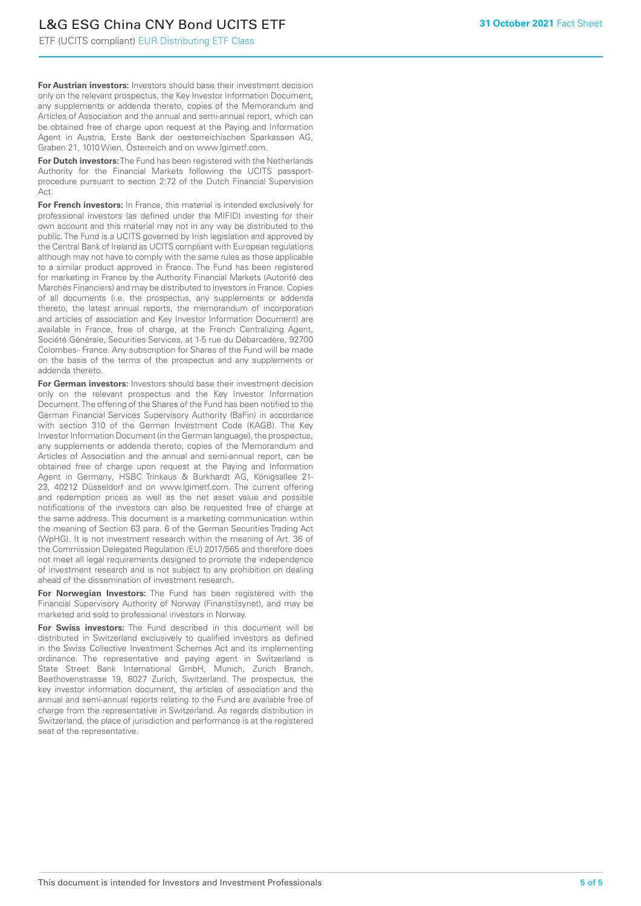**For Austrian investors:** Investors should base their investment decision only on the relevant prospectus, the Key Investor Information Document, any supplements or addenda thereto, copies of the Memorandum and Articles of Association and the annual and semi-annual report, which can be obtained free of charge upon request at the Paying and Information Agent in Austria, Erste Bank der oesterreichischen Sparkassen AG, Graben 21, 1010 Wien, Österreich and on www.lgimetf.com.

**For Dutch investors:** The Fund has been registered with the Netherlands Authority for the Financial Markets following the UCITS passport-procedure pursuant to section 2:72 of the Dutch Financial Supervision Act.

**For French investors:** In France, this material is intended exclusively for professional investors (as defined under the MIFID) investing for their own account and this material may not in any way be distributed to the public. The Fund is a UCITS governed by Irish legislation and approved by the Central Bank of Ireland as UCITS compliant with European regulations although may not have to comply with the same rules as those applicable to a similar product approved in France. The Fund has been registered for marketing in France by the Authority Financial Markets (Autorité des Marchés Financiers) and may be distributed to investors in France. Copies of all documents (i.e. the prospectus, any supplements or addenda thereto, the latest annual reports, the memorandum of incorporation and articles of association and Key Investor Information Document) are available in France, free of charge, at the French Centralizing Agent, Société Générale, Securities Services, at 1-5 rue du Débarcadère, 92700 Colombes- France. Any subscription for Shares of the Fund will be made on the basis of the terms of the prospectus and any supplements or addenda thereto.

**For German investors:** Investors should base their investment decision only on the relevant prospectus and the Key Investor Information Document. The offering of the Shares of the Fund has been notified to the German Financial Services Supervisory Authority (BaFin) in accordance with section 310 of the German Investment Code (KAGB). The Key Investor Information Document (in the German language), the prospectus, any supplements or addenda thereto, copies of the Memorandum and Articles of Association and the annual and semi-annual report, can be obtained free of charge upon request at the Paying and Information Agent in Germany, HSBC Trinkaus & Burkhardt AG, Königsallee 21-23, 40212 Düsseldorf and on www.lgimetf.com. The current offering and redemption prices as well as the net asset value and possible notifications of the investors can also be requested free of charge at the same address. This document is a marketing communication within the meaning of Section 63 para. 6 of the German Securities Trading Act (WpHG). It is not investment research within the meaning of Art. 36 of the Commission Delegated Regulation (EU) 2017/565 and therefore does not meet all legal requirements designed to promote the independence of investment research and is not subject to any prohibition on dealing ahead of the dissemination of investment research.

**For Norwegian Investors:** The Fund has been registered with the Financial Supervisory Authority of Norway (Finanstilsynet), and may be marketed and sold to professional investors in Norway.

**For Swiss investors:** The Fund described in this document will be distributed in Switzerland exclusively to qualified investors as defined in the Swiss Collective Investment Schemes Act and its implementing ordinance. The representative and paying agent in Switzerland is State Street Bank International GmbH, Munich, Zurich Branch, Beethovenstrasse 19, 8027 Zurich, Switzerland. The prospectus, the key investor information document, the articles of association and the annual and semi-annual reports relating to the Fund are available free of charge from the representative in Switzerland. As regards distribution in Switzerland, the place of jurisdiction and performance is at the registered seat of the representative.